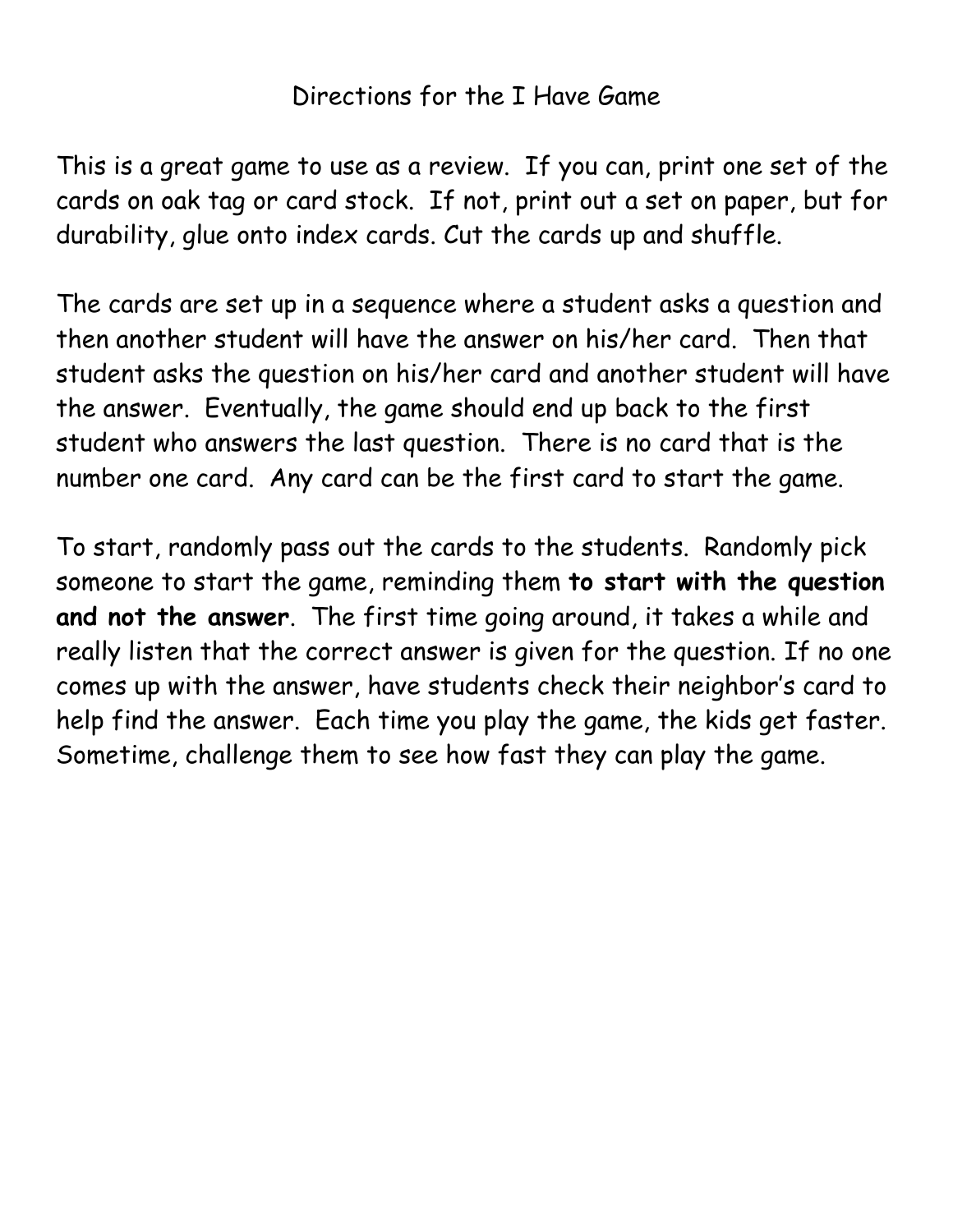# Directions for the I Have Game

This is a great game to use as a review. If you can, print one set of the cards on oak tag or card stock. If not, print out a set on paper, but for durability, glue onto index cards. Cut the cards up and shuffle.

The cards are set up in a sequence where a student asks a question and then another student will have the answer on his/her card. Then that student asks the question on his/her card and another student will have the answer. Eventually, the game should end up back to the first student who answers the last question. There is no card that is the number one card. Any card can be the first card to start the game.

To start, randomly pass out the cards to the students. Randomly pick someone to start the game, reminding them **to start with the question and not the answer**. The first time going around, it takes a while and really listen that the correct answer is given for the question. If no one comes up with the answer, have students check their neighbor's card to help find the answer. Each time you play the game, the kids get faster. Sometime, challenge them to see how fast they can play the game.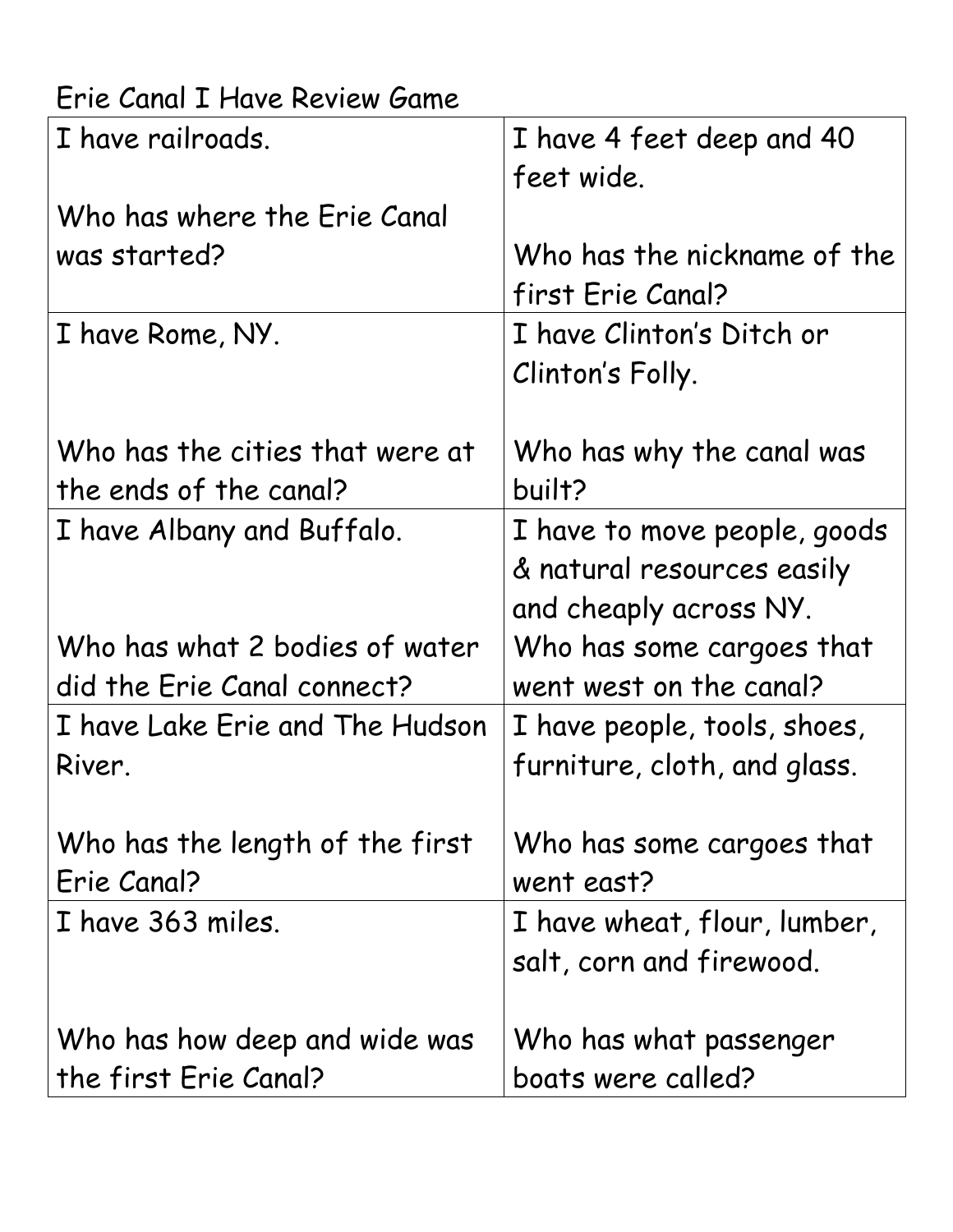Erie Canal I Have Review Game

| | |
|---|---|
| I have railroads.<br><br>Who has where the Erie Canal was started? | I have 4 feet deep and 40 feet wide.<br><br>Who has the nickname of the first Erie Canal? |
| I have Rome, NY.<br><br>Who has the cities that were at the ends of the canal? | I have Clinton's Ditch or Clinton's Folly.<br><br>Who has why the canal was built? |
| I have Albany and Buffalo.<br><br>Who has what 2 bodies of water did the Erie Canal connect? | I have to move people, goods & natural resources easily and cheaply across NY.<br>Who has some cargoes that went west on the canal? |
| I have Lake Erie and The Hudson River.<br><br>Who has the length of the first Erie Canal? | I have people, tools, shoes, furniture, cloth, and glass.<br><br>Who has some cargoes that went east? |
| I have 363 miles.<br><br>Who has how deep and wide was the first Erie Canal? | I have wheat, flour, lumber, salt, corn and firewood.<br><br>Who has what passenger boats were called? |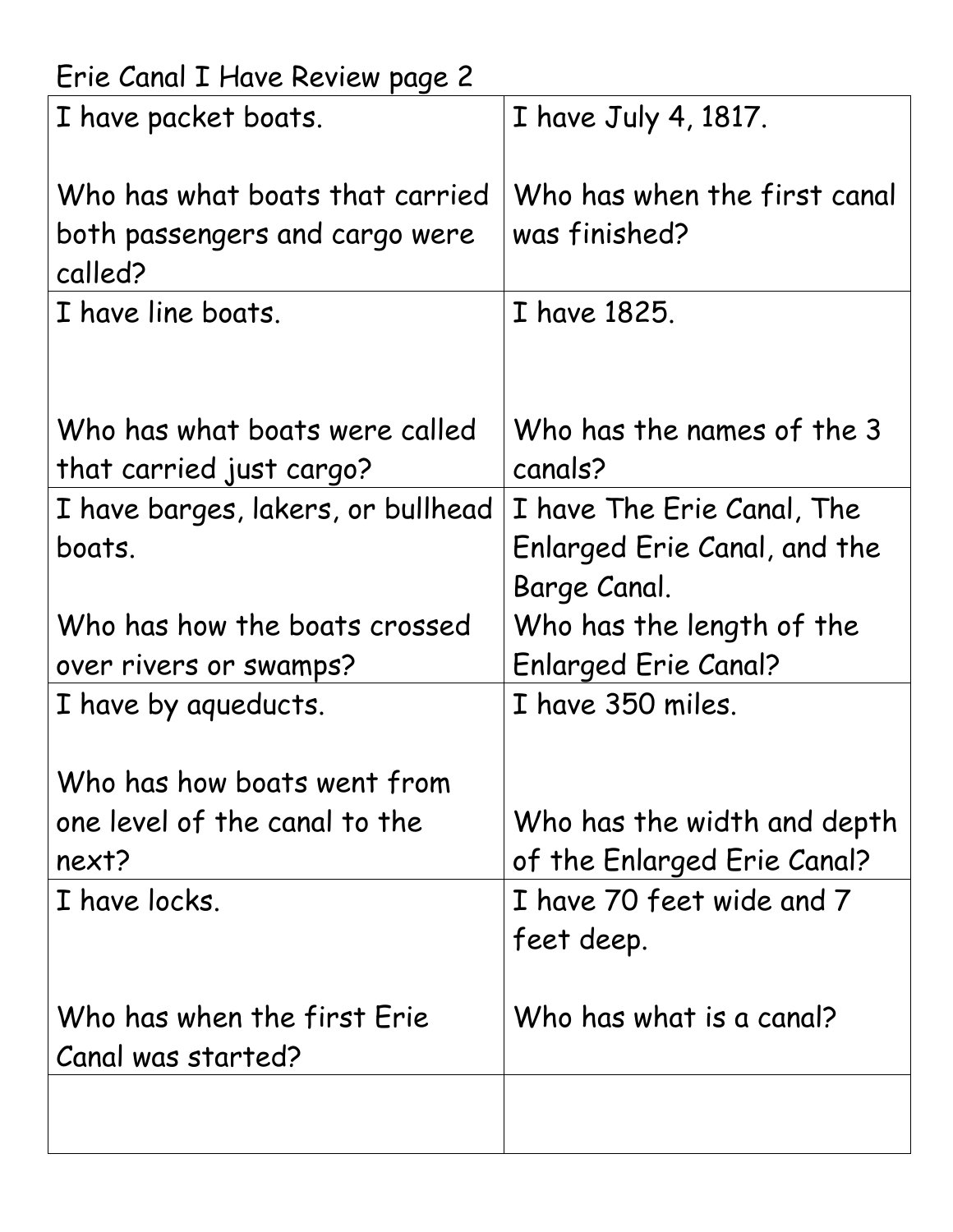Erie Canal I Have Review page 2

| | |
|---|---|
| I have packet boats.<br><br>Who has what boats that carried both passengers and cargo were called? | I have July 4, 1817.<br><br>Who has when the first canal was finished? |
| I have line boats.<br><br>Who has what boats were called that carried just cargo? | I have 1825.<br><br>Who has the names of the 3 canals? |
| I have barges, lakers, or bullhead boats.<br><br>Who has how the boats crossed over rivers or swamps? | I have The Erie Canal, The Enlarged Erie Canal, and the Barge Canal.<br>Who has the length of the Enlarged Erie Canal? |
| I have by aqueducts.<br><br>Who has how boats went from one level of the canal to the next? | I have 350 miles.<br><br>Who has the width and depth of the Enlarged Erie Canal? |
| I have locks.<br><br>Who has when the first Erie Canal was started? | I have 70 feet wide and 7 feet deep.<br><br>Who has what is a canal? |
| | |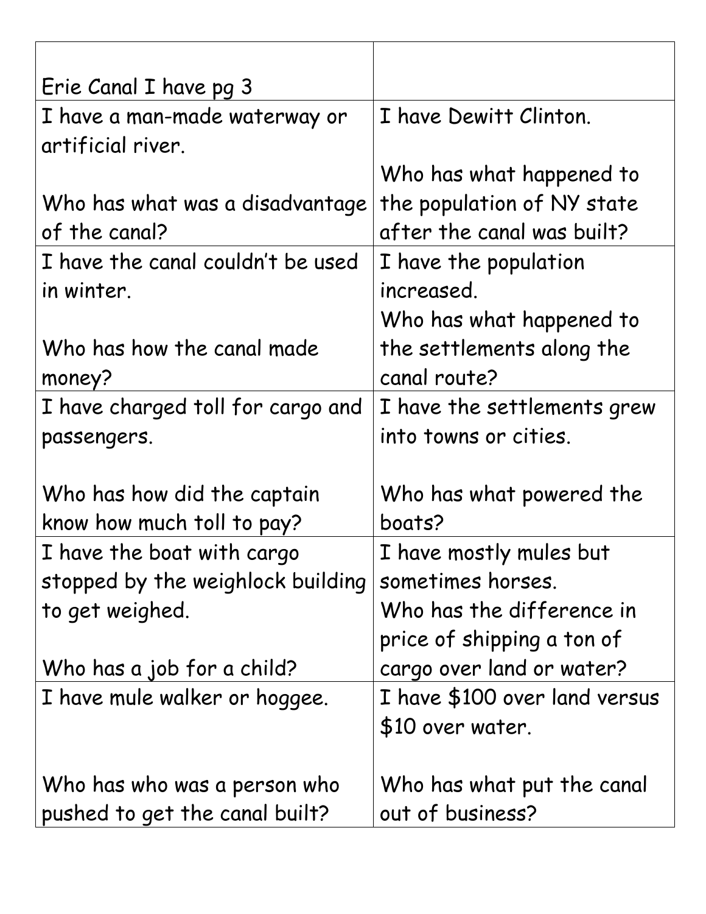| Erie Canal I have pg 3 | |
|---|---|
| I have a man-made waterway or artificial river.<br><br>Who has what was a disadvantage of the canal? | I have Dewitt Clinton.<br><br>Who has what happened to the population of NY state after the canal was built? |
| I have the canal couldn't be used in winter.<br><br>Who has how the canal made money? | I have the population increased.<br>Who has what happened to the settlements along the canal route? |
| I have charged toll for cargo and passengers.<br><br>Who has how did the captain know how much toll to pay? | I have the settlements grew into towns or cities.<br><br>Who has what powered the boats? |
| I have the boat with cargo stopped by the weighlock building to get weighed.<br><br>Who has a job for a child? | I have mostly mules but sometimes horses.<br>Who has the difference in price of shipping a ton of cargo over land or water? |
| I have mule walker or hoggee.<br><br>Who has who was a person who pushed to get the canal built? | I have $100 over land versus $10 over water.<br><br>Who has what put the canal out of business? |